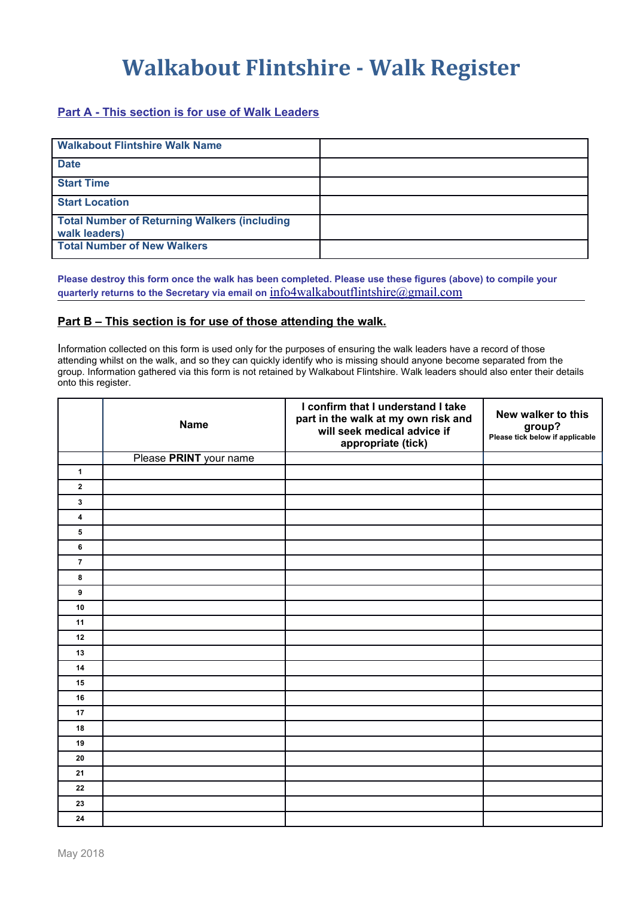# Walkabout Flintshire - Walk Register

## Part A - This section is for use of Walk Leaders

| Walkabout Flintshire Walk Name | |
|---|---|
| Date | |
| Start Time | |
| Start Location | |
| Total Number of Returning Walkers (including walk leaders) | |
| Total Number of New Walkers | |

**Please destroy this form once the walk has been completed. Please use these figures (above) to compile your quarterly returns to the Secretary via email on** info4walkaboutflintshire@gmail.com

## Part B – This section is for use of those attending the walk.

Information collected on this form is used only for the purposes of ensuring the walk leaders have a record of those attending whilst on the walk, and so they can quickly identify who is missing should anyone become separated from the group. Information gathered via this form is not retained by Walkabout Flintshire. Walk leaders should also enter their details onto this register.

| | **Name** | **I confirm that I understand I take part in the walk at my own risk and will seek medical advice if appropriate (tick)** | **New walker to this group?** Please tick below if applicable |
|---|---|---|---|
| | Please **PRINT** your name | | |
| 1 | | | |
| 2 | | | |
| 3 | | | |
| 4 | | | |
| 5 | | | |
| 6 | | | |
| 7 | | | |
| 8 | | | |
| 9 | | | |
| 10 | | | |
| 11 | | | |
| 12 | | | |
| 13 | | | |
| 14 | | | |
| 15 | | | |
| 16 | | | |
| 17 | | | |
| 18 | | | |
| 19 | | | |
| 20 | | | |
| 21 | | | |
| 22 | | | |
| 23 | | | |
| 24 | | | |

May 2018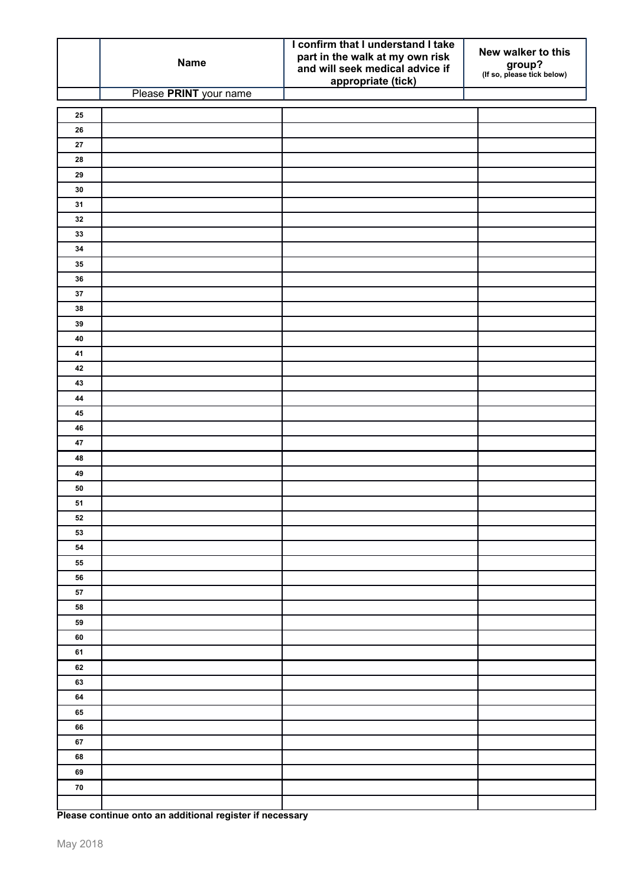| | Name | I confirm that I understand I take part in the walk at my own risk and will seek medical advice if appropriate (tick) | New walker to this group? (If so, please tick below) |
|---|---|---|---|
| | Please **PRINT** your name | | |
| 25 | | | |
| 26 | | | |
| 27 | | | |
| 28 | | | |
| 29 | | | |
| 30 | | | |
| 31 | | | |
| 32 | | | |
| 33 | | | |
| 34 | | | |
| 35 | | | |
| 36 | | | |
| 37 | | | |
| 38 | | | |
| 39 | | | |
| 40 | | | |
| 41 | | | |
| 42 | | | |
| 43 | | | |
| 44 | | | |
| 45 | | | |
| 46 | | | |
| 47 | | | |
| 48 | | | |
| 49 | | | |
| 50 | | | |
| 51 | | | |
| 52 | | | |
| 53 | | | |
| 54 | | | |
| 55 | | | |
| 56 | | | |
| 57 | | | |
| 58 | | | |
| 59 | | | |
| 60 | | | |
| 61 | | | |
| 62 | | | |
| 63 | | | |
| 64 | | | |
| 65 | | | |
| 66 | | | |
| 67 | | | |
| 68 | | | |
| 69 | | | |
| 70 | | | |
| | | | |

**Please continue onto an additional register if necessary**

May 2018